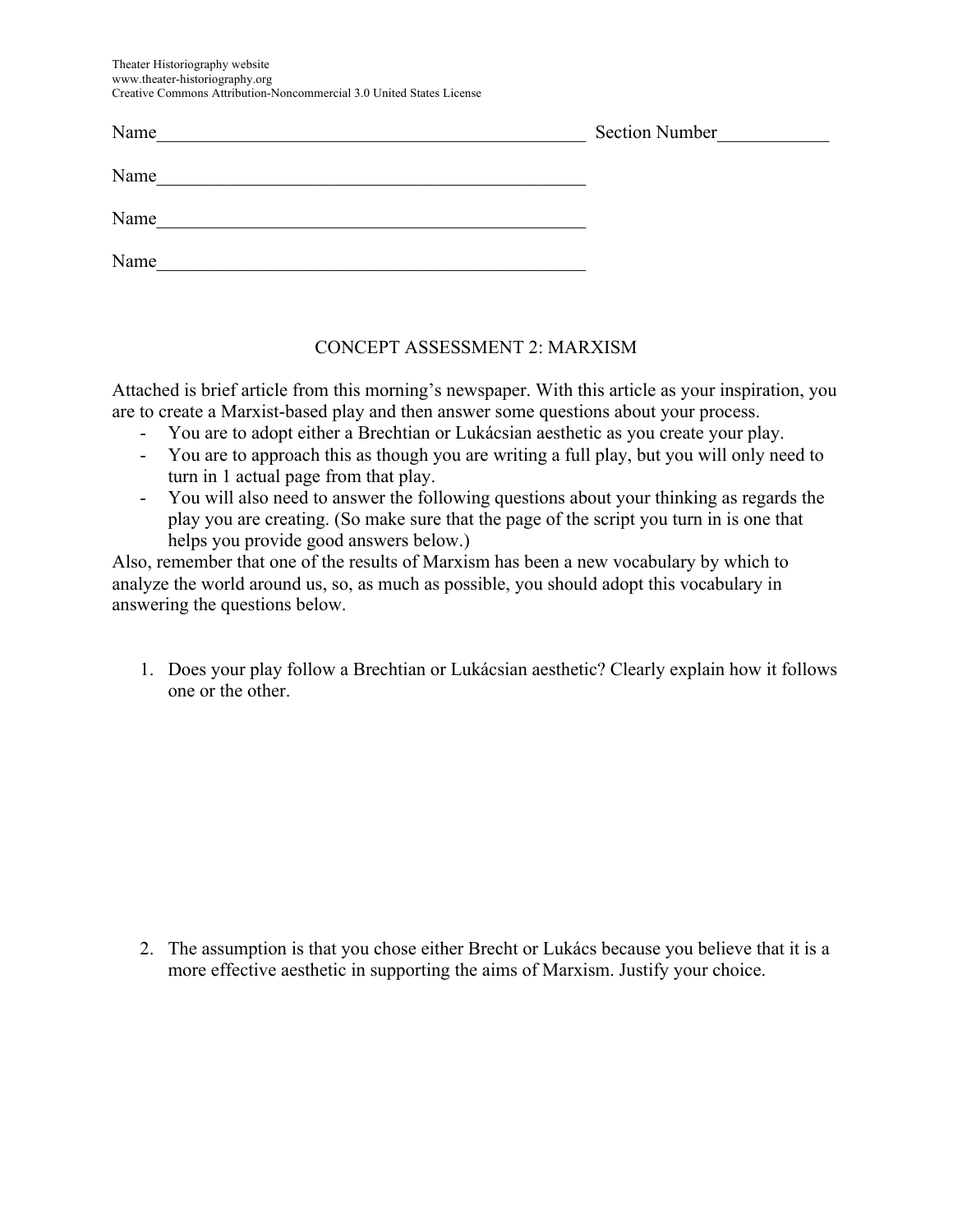Theater Historiography website
www.theater-historiography.org
Creative Commons Attribution-Noncommercial 3.0 United States License

Name_______________________________________________ Section Number____________

Name_______________________________________________

Name_______________________________________________

Name_______________________________________________

## CONCEPT ASSESSMENT 2: MARXISM

Attached is brief article from this morning's newspaper. With this article as your inspiration, you are to create a Marxist-based play and then answer some questions about your process.

- You are to adopt either a Brechtian or Lukácsian aesthetic as you create your play.
- You are to approach this as though you are writing a full play, but you will only need to turn in 1 actual page from that play.
- You will also need to answer the following questions about your thinking as regards the play you are creating. (So make sure that the page of the script you turn in is one that helps you provide good answers below.)

Also, remember that one of the results of Marxism has been a new vocabulary by which to analyze the world around us, so, as much as possible, you should adopt this vocabulary in answering the questions below.

1. Does your play follow a Brechtian or Lukácsian aesthetic? Clearly explain how it follows one or the other.

2. The assumption is that you chose either Brecht or Lukács because you believe that it is a more effective aesthetic in supporting the aims of Marxism. Justify your choice.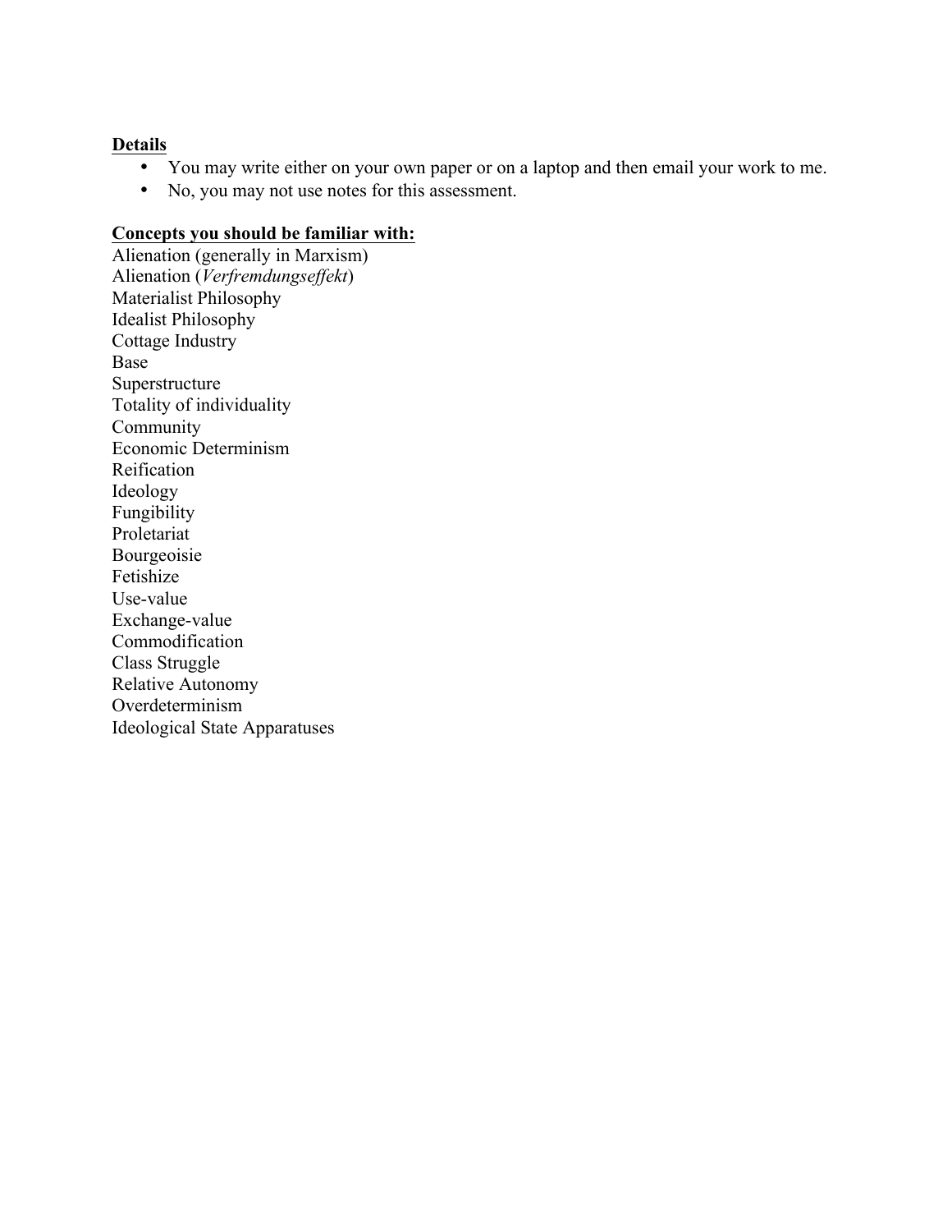**Details**

- You may write either on your own paper or on a laptop and then email your work to me.
- No, you may not use notes for this assessment.

**Concepts you should be familiar with:**

Alienation (generally in Marxism)
Alienation (*Verfremdungseffekt*)
Materialist Philosophy
Idealist Philosophy
Cottage Industry
Base
Superstructure
Totality of individuality
Community
Economic Determinism
Reification
Ideology
Fungibility
Proletariat
Bourgeoisie
Fetishize
Use-value
Exchange-value
Commodification
Class Struggle
Relative Autonomy
Overdeterminism
Ideological State Apparatuses